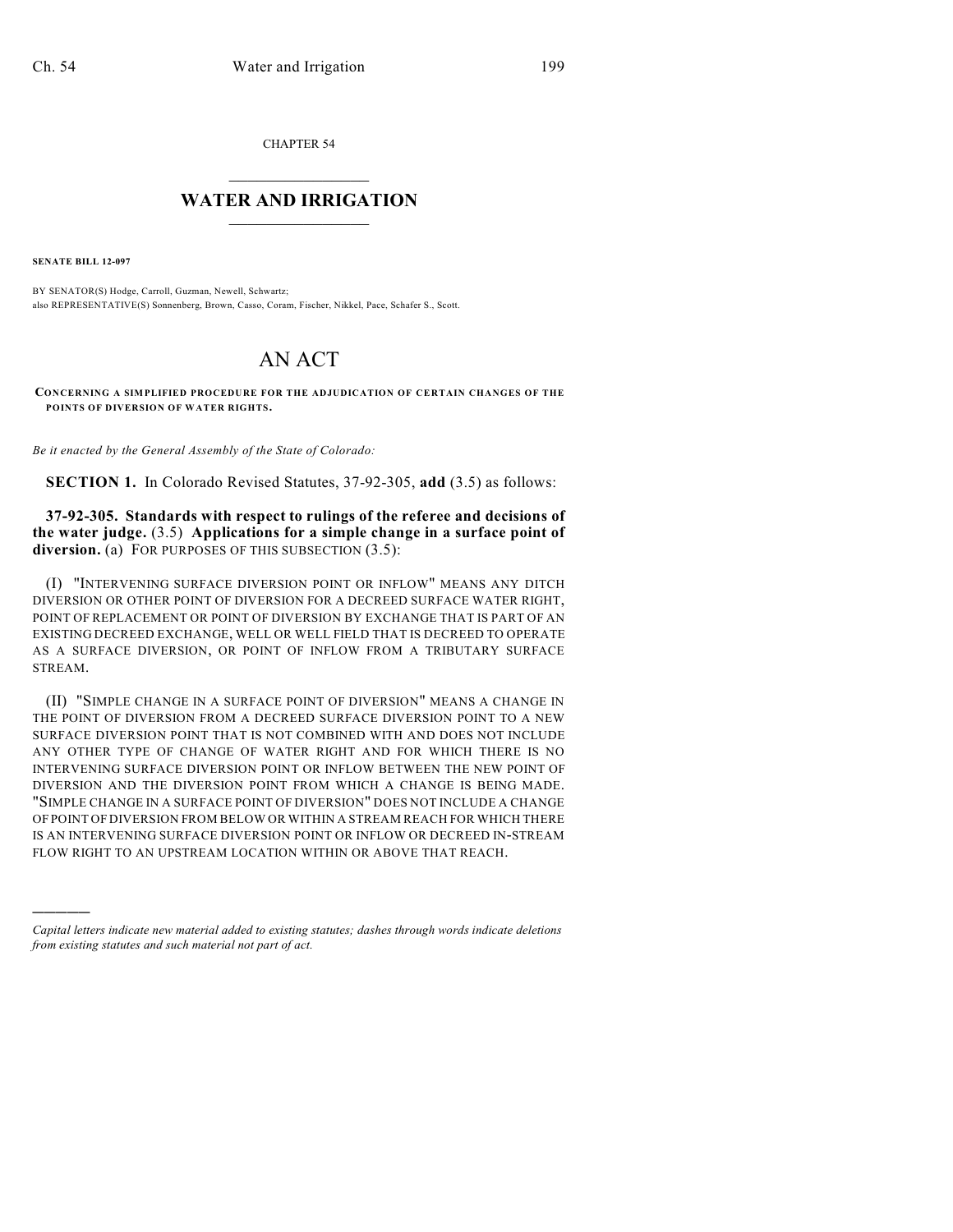CHAPTER 54

# WATER AND IRRIGATION

**SENATE BILL 12-097**

BY SENATOR(S) Hodge, Carroll, Guzman, Newell, Schwartz;
also REPRESENTATIVE(S) Sonnenberg, Brown, Casso, Coram, Fischer, Nikkel, Pace, Schafer S., Scott.

# AN ACT

**CONCERNING A SIMPLIFIED PROCEDURE FOR THE ADJUDICATION OF CERTAIN CHANGES OF THE POINTS OF DIVERSION OF WATER RIGHTS.**

*Be it enacted by the General Assembly of the State of Colorado:*

**SECTION 1.** In Colorado Revised Statutes, 37-92-305, **add** (3.5) as follows:

**37-92-305. Standards with respect to rulings of the referee and decisions of the water judge.** (3.5) **Applications for a simple change in a surface point of diversion.** (a) FOR PURPOSES OF THIS SUBSECTION (3.5):

(I) "INTERVENING SURFACE DIVERSION POINT OR INFLOW" MEANS ANY DITCH DIVERSION OR OTHER POINT OF DIVERSION FOR A DECREED SURFACE WATER RIGHT, POINT OF REPLACEMENT OR POINT OF DIVERSION BY EXCHANGE THAT IS PART OF AN EXISTING DECREED EXCHANGE, WELL OR WELL FIELD THAT IS DECREED TO OPERATE AS A SURFACE DIVERSION, OR POINT OF INFLOW FROM A TRIBUTARY SURFACE STREAM.

(II) "SIMPLE CHANGE IN A SURFACE POINT OF DIVERSION" MEANS A CHANGE IN THE POINT OF DIVERSION FROM A DECREED SURFACE DIVERSION POINT TO A NEW SURFACE DIVERSION POINT THAT IS NOT COMBINED WITH AND DOES NOT INCLUDE ANY OTHER TYPE OF CHANGE OF WATER RIGHT AND FOR WHICH THERE IS NO INTERVENING SURFACE DIVERSION POINT OR INFLOW BETWEEN THE NEW POINT OF DIVERSION AND THE DIVERSION POINT FROM WHICH A CHANGE IS BEING MADE. "SIMPLE CHANGE IN A SURFACE POINT OF DIVERSION" DOES NOT INCLUDE A CHANGE OF POINT OF DIVERSION FROM BELOW OR WITHIN A STREAM REACH FOR WHICH THERE IS AN INTERVENING SURFACE DIVERSION POINT OR INFLOW OR DECREED IN-STREAM FLOW RIGHT TO AN UPSTREAM LOCATION WITHIN OR ABOVE THAT REACH.

---

*Capital letters indicate new material added to existing statutes; dashes through words indicate deletions from existing statutes and such material not part of act.*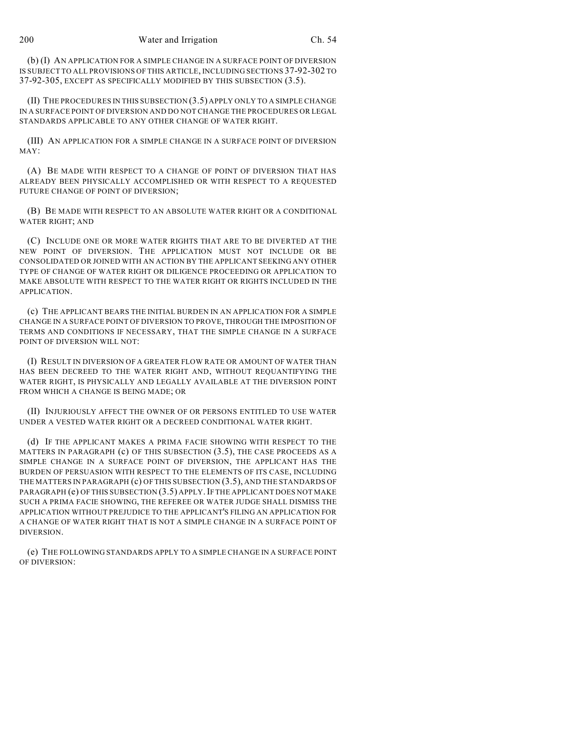(b) (I) AN APPLICATION FOR A SIMPLE CHANGE IN A SURFACE POINT OF DIVERSION IS SUBJECT TO ALL PROVISIONS OF THIS ARTICLE, INCLUDING SECTIONS 37-92-302 TO 37-92-305, EXCEPT AS SPECIFICALLY MODIFIED BY THIS SUBSECTION (3.5).

(II) THE PROCEDURES IN THIS SUBSECTION (3.5) APPLY ONLY TO A SIMPLE CHANGE IN A SURFACE POINT OF DIVERSION AND DO NOT CHANGE THE PROCEDURES OR LEGAL STANDARDS APPLICABLE TO ANY OTHER CHANGE OF WATER RIGHT.

(III) AN APPLICATION FOR A SIMPLE CHANGE IN A SURFACE POINT OF DIVERSION MAY:

(A) BE MADE WITH RESPECT TO A CHANGE OF POINT OF DIVERSION THAT HAS ALREADY BEEN PHYSICALLY ACCOMPLISHED OR WITH RESPECT TO A REQUESTED FUTURE CHANGE OF POINT OF DIVERSION;

(B) BE MADE WITH RESPECT TO AN ABSOLUTE WATER RIGHT OR A CONDITIONAL WATER RIGHT; AND

(C) INCLUDE ONE OR MORE WATER RIGHTS THAT ARE TO BE DIVERTED AT THE NEW POINT OF DIVERSION. THE APPLICATION MUST NOT INCLUDE OR BE CONSOLIDATED OR JOINED WITH AN ACTION BY THE APPLICANT SEEKING ANY OTHER TYPE OF CHANGE OF WATER RIGHT OR DILIGENCE PROCEEDING OR APPLICATION TO MAKE ABSOLUTE WITH RESPECT TO THE WATER RIGHT OR RIGHTS INCLUDED IN THE APPLICATION.

(c) THE APPLICANT BEARS THE INITIAL BURDEN IN AN APPLICATION FOR A SIMPLE CHANGE IN A SURFACE POINT OF DIVERSION TO PROVE, THROUGH THE IMPOSITION OF TERMS AND CONDITIONS IF NECESSARY, THAT THE SIMPLE CHANGE IN A SURFACE POINT OF DIVERSION WILL NOT:

(I) RESULT IN DIVERSION OF A GREATER FLOW RATE OR AMOUNT OF WATER THAN HAS BEEN DECREED TO THE WATER RIGHT AND, WITHOUT REQUANTIFYING THE WATER RIGHT, IS PHYSICALLY AND LEGALLY AVAILABLE AT THE DIVERSION POINT FROM WHICH A CHANGE IS BEING MADE; OR

(II) INJURIOUSLY AFFECT THE OWNER OF OR PERSONS ENTITLED TO USE WATER UNDER A VESTED WATER RIGHT OR A DECREED CONDITIONAL WATER RIGHT.

(d) IF THE APPLICANT MAKES A PRIMA FACIE SHOWING WITH RESPECT TO THE MATTERS IN PARAGRAPH (c) OF THIS SUBSECTION (3.5), THE CASE PROCEEDS AS A SIMPLE CHANGE IN A SURFACE POINT OF DIVERSION, THE APPLICANT HAS THE BURDEN OF PERSUASION WITH RESPECT TO THE ELEMENTS OF ITS CASE, INCLUDING THE MATTERS IN PARAGRAPH (c) OF THIS SUBSECTION (3.5), AND THE STANDARDS OF PARAGRAPH (e) OF THIS SUBSECTION (3.5) APPLY. IF THE APPLICANT DOES NOT MAKE SUCH A PRIMA FACIE SHOWING, THE REFEREE OR WATER JUDGE SHALL DISMISS THE APPLICATION WITHOUT PREJUDICE TO THE APPLICANT'S FILING AN APPLICATION FOR A CHANGE OF WATER RIGHT THAT IS NOT A SIMPLE CHANGE IN A SURFACE POINT OF DIVERSION.

(e) THE FOLLOWING STANDARDS APPLY TO A SIMPLE CHANGE IN A SURFACE POINT OF DIVERSION: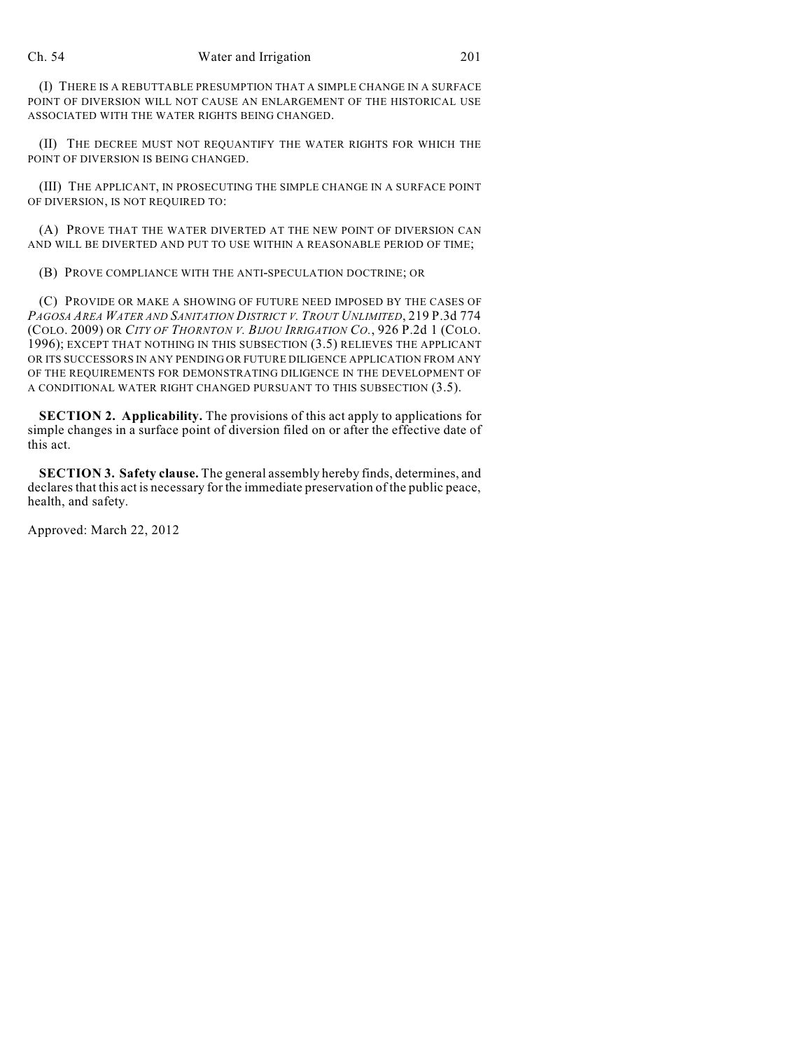(I) THERE IS A REBUTTABLE PRESUMPTION THAT A SIMPLE CHANGE IN A SURFACE POINT OF DIVERSION WILL NOT CAUSE AN ENLARGEMENT OF THE HISTORICAL USE ASSOCIATED WITH THE WATER RIGHTS BEING CHANGED.

(II) THE DECREE MUST NOT REQUANTIFY THE WATER RIGHTS FOR WHICH THE POINT OF DIVERSION IS BEING CHANGED.

(III) THE APPLICANT, IN PROSECUTING THE SIMPLE CHANGE IN A SURFACE POINT OF DIVERSION, IS NOT REQUIRED TO:

(A) PROVE THAT THE WATER DIVERTED AT THE NEW POINT OF DIVERSION CAN AND WILL BE DIVERTED AND PUT TO USE WITHIN A REASONABLE PERIOD OF TIME;

(B) PROVE COMPLIANCE WITH THE ANTI-SPECULATION DOCTRINE; OR

(C) PROVIDE OR MAKE A SHOWING OF FUTURE NEED IMPOSED BY THE CASES OF *PAGOSA AREA WATER AND SANITATION DISTRICT V. TROUT UNLIMITED*, 219 P.3d 774 (COLO. 2009) OR *CITY OF THORNTON V. BIJOU IRRIGATION CO.*, 926 P.2d 1 (COLO. 1996); EXCEPT THAT NOTHING IN THIS SUBSECTION (3.5) RELIEVES THE APPLICANT OR ITS SUCCESSORS IN ANY PENDING OR FUTURE DILIGENCE APPLICATION FROM ANY OF THE REQUIREMENTS FOR DEMONSTRATING DILIGENCE IN THE DEVELOPMENT OF A CONDITIONAL WATER RIGHT CHANGED PURSUANT TO THIS SUBSECTION (3.5).

**SECTION 2. Applicability.** The provisions of this act apply to applications for simple changes in a surface point of diversion filed on or after the effective date of this act.

**SECTION 3. Safety clause.** The general assembly hereby finds, determines, and declares that this act is necessary for the immediate preservation of the public peace, health, and safety.

Approved: March 22, 2012